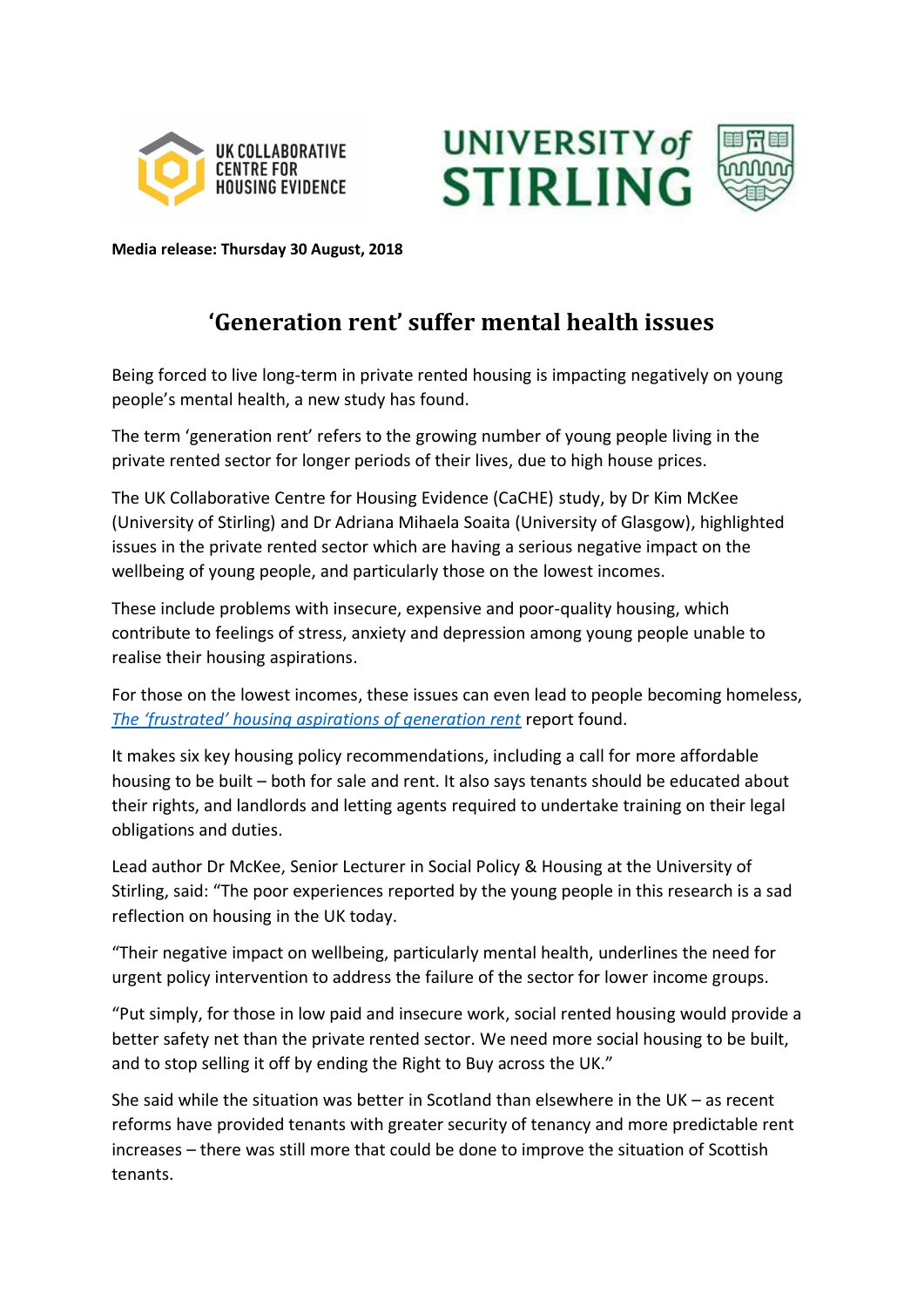**Media release: Thursday 30 August, 2018**

# 'Generation rent' suffer mental health issues

Being forced to live long-term in private rented housing is impacting negatively on young people's mental health, a new study has found.

The term 'generation rent' refers to the growing number of young people living in the private rented sector for longer periods of their lives, due to high house prices.

The UK Collaborative Centre for Housing Evidence (CaCHE) study, by Dr Kim McKee (University of Stirling) and Dr Adriana Mihaela Soaita (University of Glasgow), highlighted issues in the private rented sector which are having a serious negative impact on the wellbeing of young people, and particularly those on the lowest incomes.

These include problems with insecure, expensive and poor-quality housing, which contribute to feelings of stress, anxiety and depression among young people unable to realise their housing aspirations.

For those on the lowest incomes, these issues can even lead to people becoming homeless, *The 'frustrated' housing aspirations of generation rent* report found.

It makes six key housing policy recommendations, including a call for more affordable housing to be built – both for sale and rent. It also says tenants should be educated about their rights, and landlords and letting agents required to undertake training on their legal obligations and duties.

Lead author Dr McKee, Senior Lecturer in Social Policy & Housing at the University of Stirling, said: "The poor experiences reported by the young people in this research is a sad reflection on housing in the UK today.

"Their negative impact on wellbeing, particularly mental health, underlines the need for urgent policy intervention to address the failure of the sector for lower income groups.

"Put simply, for those in low paid and insecure work, social rented housing would provide a better safety net than the private rented sector. We need more social housing to be built, and to stop selling it off by ending the Right to Buy across the UK."

She said while the situation was better in Scotland than elsewhere in the UK – as recent reforms have provided tenants with greater security of tenancy and more predictable rent increases – there was still more that could be done to improve the situation of Scottish tenants.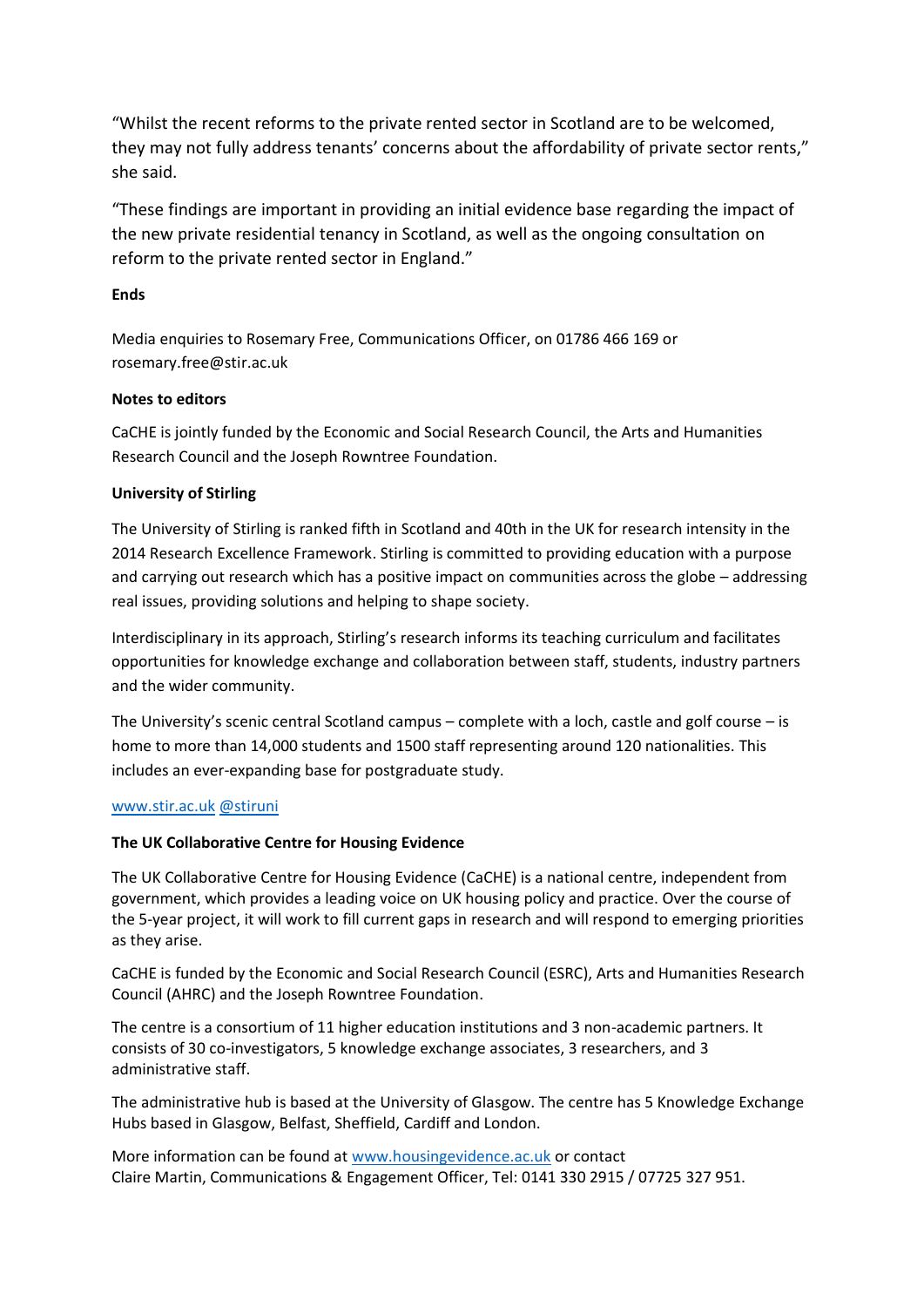"Whilst the recent reforms to the private rented sector in Scotland are to be welcomed, they may not fully address tenants' concerns about the affordability of private sector rents," she said.

"These findings are important in providing an initial evidence base regarding the impact of the new private residential tenancy in Scotland, as well as the ongoing consultation on reform to the private rented sector in England."

**Ends**

Media enquiries to Rosemary Free, Communications Officer, on 01786 466 169 or rosemary.free@stir.ac.uk

**Notes to editors**

CaCHE is jointly funded by the Economic and Social Research Council, the Arts and Humanities Research Council and the Joseph Rowntree Foundation.

**University of Stirling**

The University of Stirling is ranked fifth in Scotland and 40th in the UK for research intensity in the 2014 Research Excellence Framework. Stirling is committed to providing education with a purpose and carrying out research which has a positive impact on communities across the globe – addressing real issues, providing solutions and helping to shape society.

Interdisciplinary in its approach, Stirling's research informs its teaching curriculum and facilitates opportunities for knowledge exchange and collaboration between staff, students, industry partners and the wider community.

The University's scenic central Scotland campus – complete with a loch, castle and golf course – is home to more than 14,000 students and 1500 staff representing around 120 nationalities. This includes an ever-expanding base for postgraduate study.

[www.stir.ac.uk](http://www.stir.ac.uk) [@stiruni](https://twitter.com/stiruni)

**The UK Collaborative Centre for Housing Evidence**

The UK Collaborative Centre for Housing Evidence (CaCHE) is a national centre, independent from government, which provides a leading voice on UK housing policy and practice. Over the course of the 5-year project, it will work to fill current gaps in research and will respond to emerging priorities as they arise.

CaCHE is funded by the Economic and Social Research Council (ESRC), Arts and Humanities Research Council (AHRC) and the Joseph Rowntree Foundation.

The centre is a consortium of 11 higher education institutions and 3 non-academic partners. It consists of 30 co-investigators, 5 knowledge exchange associates, 3 researchers, and 3 administrative staff.

The administrative hub is based at the University of Glasgow. The centre has 5 Knowledge Exchange Hubs based in Glasgow, Belfast, Sheffield, Cardiff and London.

More information can be found at [www.housingevidence.ac.uk](http://www.housingevidence.ac.uk) or contact Claire Martin, Communications & Engagement Officer, Tel: 0141 330 2915 / 07725 327 951.